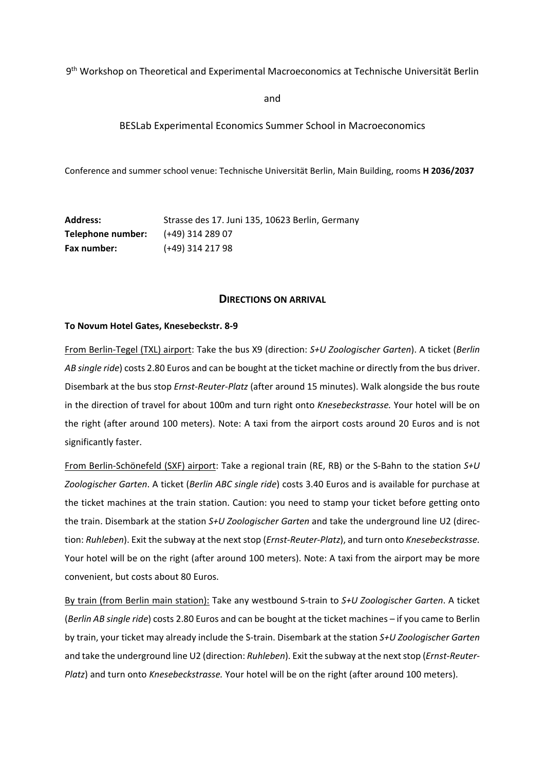9th Workshop on Theoretical and Experimental Macroeconomics at Technische Universität Berlin

and

BESLab Experimental Economics Summer School in Macroeconomics

Conference and summer school venue: Technische Universität Berlin, Main Building, rooms **H 2036/2037**

| | |
|---|---|
| **Address:** | Strasse des 17. Juni 135, 10623 Berlin, Germany |
| **Telephone number:** | (+49) 314 289 07 |
| **Fax number:** | (+49) 314 217 98 |

## DIRECTIONS ON ARRIVAL

### To Novum Hotel Gates, Knesebeckstr. 8-9

From Berlin-Tegel (TXL) airport: Take the bus X9 (direction: *S+U Zoologischer Garten*). A ticket (*Berlin AB single ride*) costs 2.80 Euros and can be bought at the ticket machine or directly from the bus driver. Disembark at the bus stop *Ernst-Reuter-Platz* (after around 15 minutes). Walk alongside the bus route in the direction of travel for about 100m and turn right onto *Knesebeckstrasse.* Your hotel will be on the right (after around 100 meters). Note: A taxi from the airport costs around 20 Euros and is not significantly faster.

From Berlin-Schönefeld (SXF) airport: Take a regional train (RE, RB) or the S-Bahn to the station *S+U Zoologischer Garten*. A ticket (*Berlin ABC single ride*) costs 3.40 Euros and is available for purchase at the ticket machines at the train station. Caution: you need to stamp your ticket before getting onto the train. Disembark at the station *S+U Zoologischer Garten* and take the underground line U2 (direction: *Ruhleben*). Exit the subway at the next stop (*Ernst-Reuter-Platz*), and turn onto *Knesebeckstrasse.* Your hotel will be on the right (after around 100 meters). Note: A taxi from the airport may be more convenient, but costs about 80 Euros.

By train (from Berlin main station): Take any westbound S-train to *S+U Zoologischer Garten*. A ticket (*Berlin AB single ride*) costs 2.80 Euros and can be bought at the ticket machines – if you came to Berlin by train, your ticket may already include the S-train. Disembark at the station *S+U Zoologischer Garten* and take the underground line U2 (direction: *Ruhleben*). Exit the subway at the next stop (*Ernst-Reuter-Platz*) and turn onto *Knesebeckstrasse.* Your hotel will be on the right (after around 100 meters).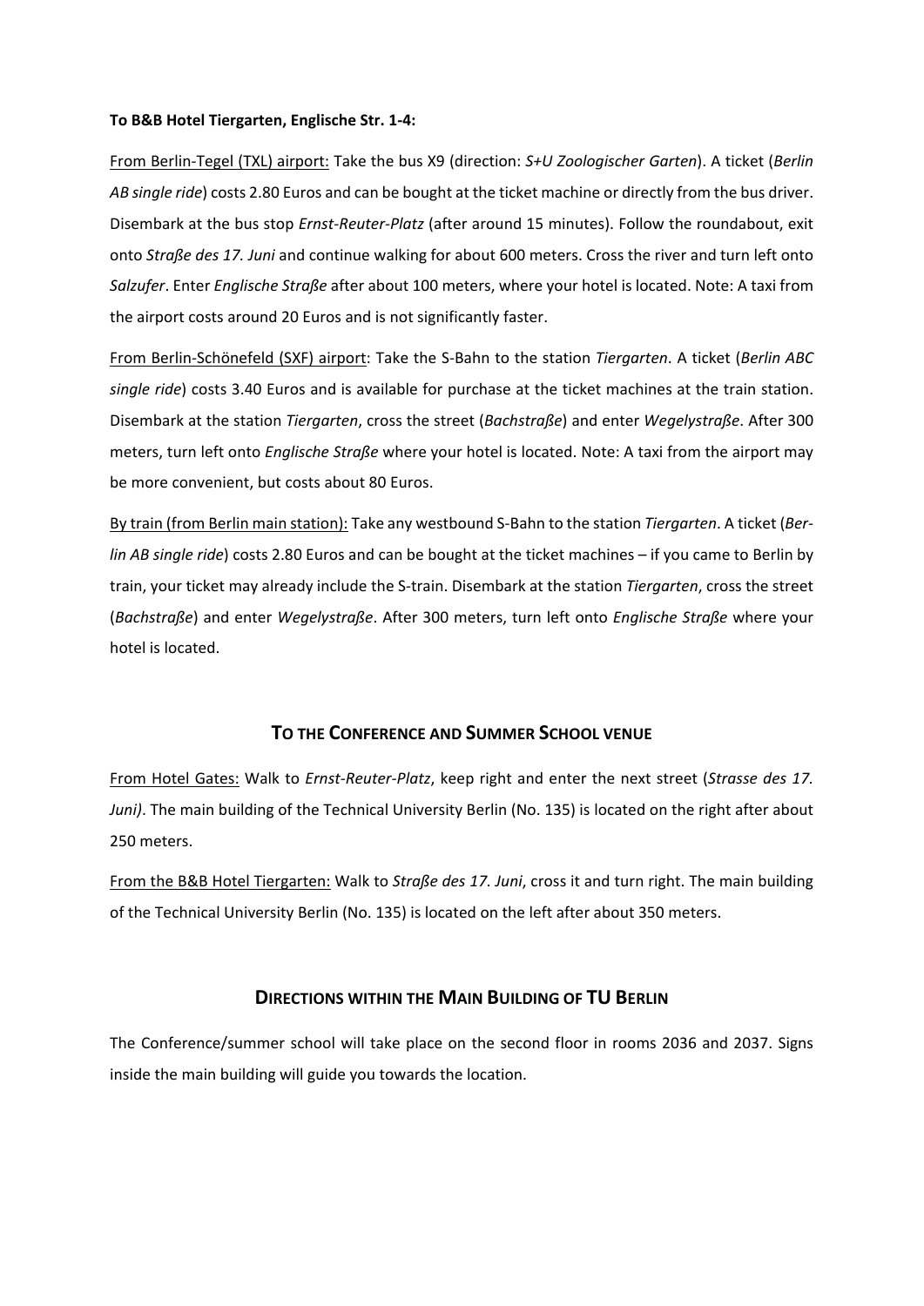**To B&B Hotel Tiergarten, Englische Str. 1-4:**

From Berlin-Tegel (TXL) airport: Take the bus X9 (direction: *S+U Zoologischer Garten*). A ticket (*Berlin AB single ride*) costs 2.80 Euros and can be bought at the ticket machine or directly from the bus driver. Disembark at the bus stop *Ernst-Reuter-Platz* (after around 15 minutes). Follow the roundabout, exit onto *Straße des 17. Juni* and continue walking for about 600 meters. Cross the river and turn left onto *Salzufer*. Enter *Englische Straße* after about 100 meters, where your hotel is located. Note: A taxi from the airport costs around 20 Euros and is not significantly faster.

From Berlin-Schönefeld (SXF) airport: Take the S-Bahn to the station *Tiergarten*. A ticket (*Berlin ABC single ride*) costs 3.40 Euros and is available for purchase at the ticket machines at the train station. Disembark at the station *Tiergarten*, cross the street (*Bachstraße*) and enter *Wegelystraße*. After 300 meters, turn left onto *Englische Straße* where your hotel is located. Note: A taxi from the airport may be more convenient, but costs about 80 Euros.

By train (from Berlin main station): Take any westbound S-Bahn to the station *Tiergarten*. A ticket (*Berlin AB single ride*) costs 2.80 Euros and can be bought at the ticket machines – if you came to Berlin by train, your ticket may already include the S-train. Disembark at the station *Tiergarten*, cross the street (*Bachstraße*) and enter *Wegelystraße*. After 300 meters, turn left onto *Englische Straße* where your hotel is located.

## To the Conference and Summer School venue

From Hotel Gates: Walk to *Ernst-Reuter-Platz*, keep right and enter the next street (*Strasse des 17. Juni)*. The main building of the Technical University Berlin (No. 135) is located on the right after about 250 meters.

From the B&B Hotel Tiergarten: Walk to *Straße des 17. Juni*, cross it and turn right. The main building of the Technical University Berlin (No. 135) is located on the left after about 350 meters.

## Directions within the Main Building of TU Berlin

The Conference/summer school will take place on the second floor in rooms 2036 and 2037. Signs inside the main building will guide you towards the location.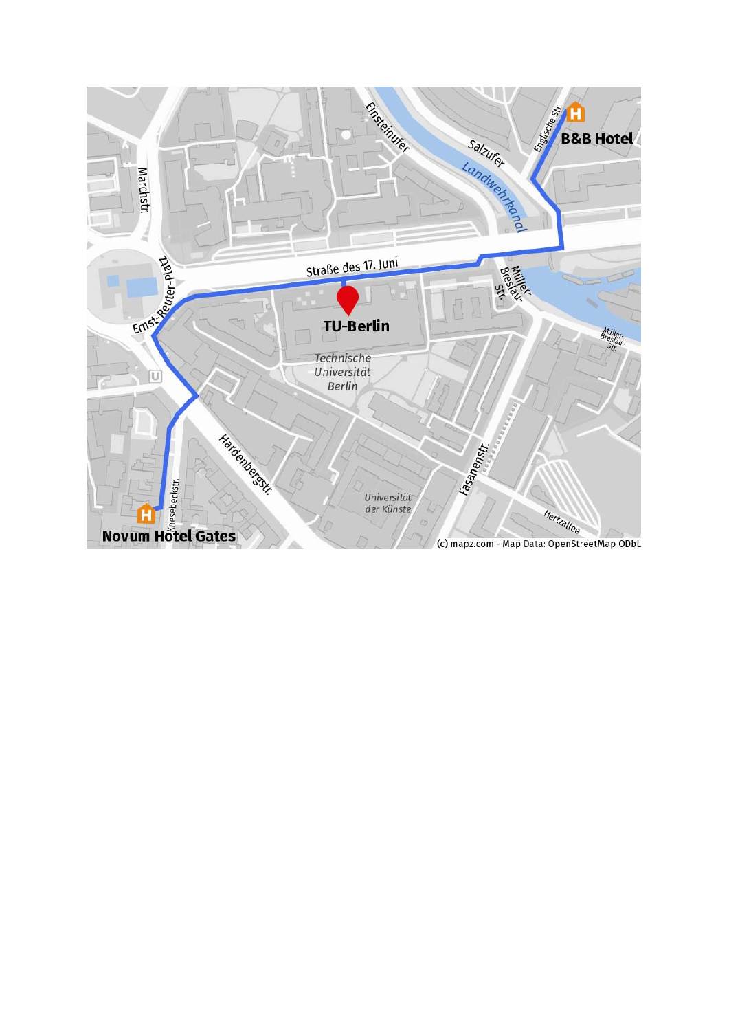B&B Hotel

TU-Berlin

Novum Hotel Gates

Straße des 17. Juni

Ernst-Reuter-Platz

Marchstr.

Einsteinufer

Salzufer

Landwehrkanal

Englische Str.

Müller-Breslau-Str.

Technische Universität Berlin

Hardenbergstr.

Knesebeckstr.

Fasanenstr.

Universität der Künste

Hertzallee

(c) mapz.com - Map Data: OpenStreetMap ODbL